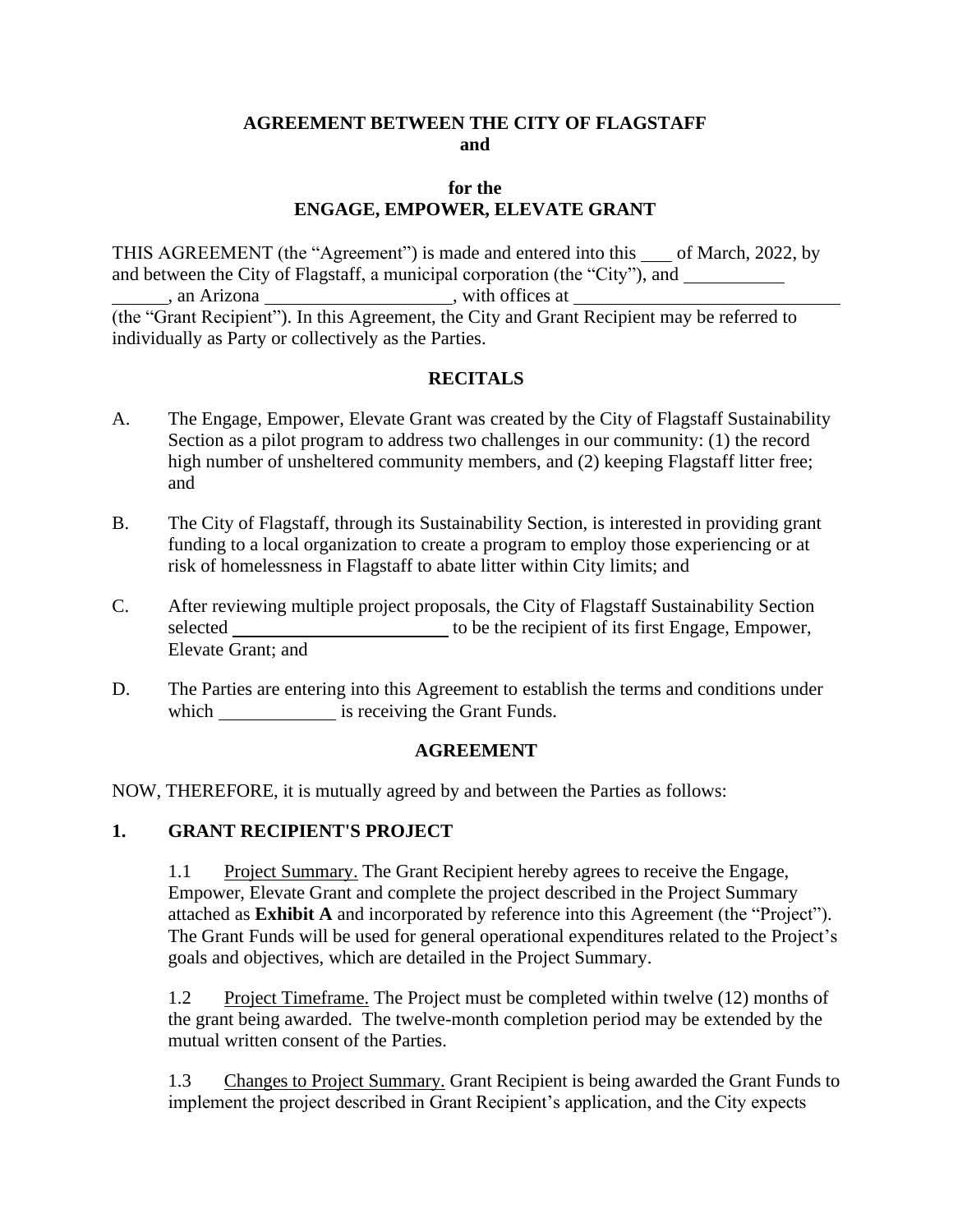**AGREEMENT BETWEEN THE CITY OF FLAGSTAFF**
**and**

**for the**
**ENGAGE, EMPOWER, ELEVATE GRANT**

THIS AGREEMENT (the "Agreement") is made and entered into this \_\_\_ of March, 2022, by and between the City of Flagstaff, a municipal corporation (the "City"), and \_\_\_\_\_\_\_\_\_\_\_\_\_\_\_\_\_\_, an Arizona \_\_\_\_\_\_\_\_\_\_\_\_\_\_\_\_\_\_\_\_, with offices at \_\_\_\_\_\_\_\_\_\_\_\_\_\_\_\_\_\_\_\_\_\_\_\_\_\_\_\_\_ (the "Grant Recipient"). In this Agreement, the City and Grant Recipient may be referred to individually as Party or collectively as the Parties.

## RECITALS

A. The Engage, Empower, Elevate Grant was created by the City of Flagstaff Sustainability Section as a pilot program to address two challenges in our community: (1) the record high number of unsheltered community members, and (2) keeping Flagstaff litter free; and

B. The City of Flagstaff, through its Sustainability Section, is interested in providing grant funding to a local organization to create a program to employ those experiencing or at risk of homelessness in Flagstaff to abate litter within City limits; and

C. After reviewing multiple project proposals, the City of Flagstaff Sustainability Section selected \_\_\_\_\_\_\_\_\_\_\_\_\_\_\_\_\_\_\_\_\_\_\_\_ to be the recipient of its first Engage, Empower, Elevate Grant; and

D. The Parties are entering into this Agreement to establish the terms and conditions under which \_\_\_\_\_\_\_\_\_\_\_\_ is receiving the Grant Funds.

## AGREEMENT

NOW, THEREFORE, it is mutually agreed by and between the Parties as follows:

### 1. GRANT RECIPIENT'S PROJECT

1.1 Project Summary. The Grant Recipient hereby agrees to receive the Engage, Empower, Elevate Grant and complete the project described in the Project Summary attached as **Exhibit A** and incorporated by reference into this Agreement (the "Project"). The Grant Funds will be used for general operational expenditures related to the Project's goals and objectives, which are detailed in the Project Summary.

1.2 Project Timeframe. The Project must be completed within twelve (12) months of the grant being awarded. The twelve-month completion period may be extended by the mutual written consent of the Parties.

1.3 Changes to Project Summary. Grant Recipient is being awarded the Grant Funds to implement the project described in Grant Recipient's application, and the City expects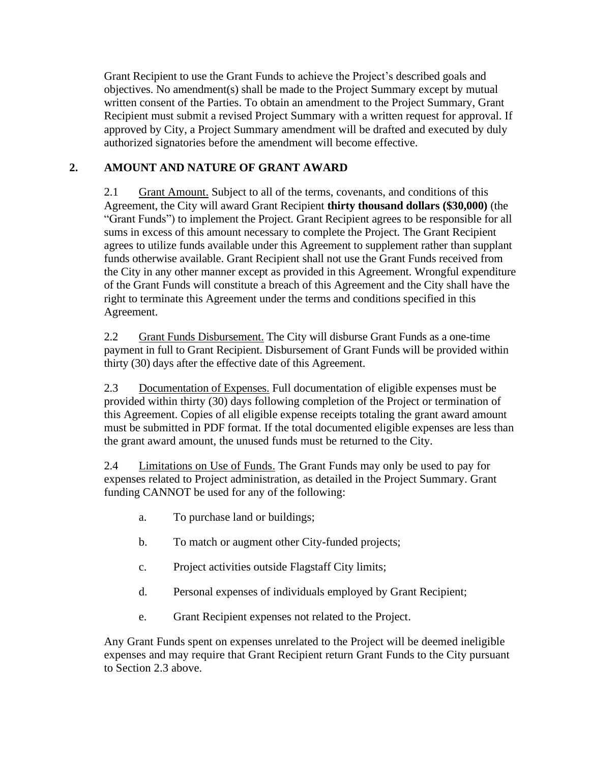Grant Recipient to use the Grant Funds to achieve the Project's described goals and objectives. No amendment(s) shall be made to the Project Summary except by mutual written consent of the Parties. To obtain an amendment to the Project Summary, Grant Recipient must submit a revised Project Summary with a written request for approval. If approved by City, a Project Summary amendment will be drafted and executed by duly authorized signatories before the amendment will become effective.

## 2. AMOUNT AND NATURE OF GRANT AWARD

2.1 Grant Amount. Subject to all of the terms, covenants, and conditions of this Agreement, the City will award Grant Recipient **thirty thousand dollars ($30,000)** (the "Grant Funds") to implement the Project. Grant Recipient agrees to be responsible for all sums in excess of this amount necessary to complete the Project. The Grant Recipient agrees to utilize funds available under this Agreement to supplement rather than supplant funds otherwise available. Grant Recipient shall not use the Grant Funds received from the City in any other manner except as provided in this Agreement. Wrongful expenditure of the Grant Funds will constitute a breach of this Agreement and the City shall have the right to terminate this Agreement under the terms and conditions specified in this Agreement.

2.2 Grant Funds Disbursement. The City will disburse Grant Funds as a one-time payment in full to Grant Recipient. Disbursement of Grant Funds will be provided within thirty (30) days after the effective date of this Agreement.

2.3 Documentation of Expenses. Full documentation of eligible expenses must be provided within thirty (30) days following completion of the Project or termination of this Agreement. Copies of all eligible expense receipts totaling the grant award amount must be submitted in PDF format. If the total documented eligible expenses are less than the grant award amount, the unused funds must be returned to the City.

2.4 Limitations on Use of Funds. The Grant Funds may only be used to pay for expenses related to Project administration, as detailed in the Project Summary. Grant funding CANNOT be used for any of the following:

a. To purchase land or buildings;

b. To match or augment other City-funded projects;

c. Project activities outside Flagstaff City limits;

d. Personal expenses of individuals employed by Grant Recipient;

e. Grant Recipient expenses not related to the Project.

Any Grant Funds spent on expenses unrelated to the Project will be deemed ineligible expenses and may require that Grant Recipient return Grant Funds to the City pursuant to Section 2.3 above.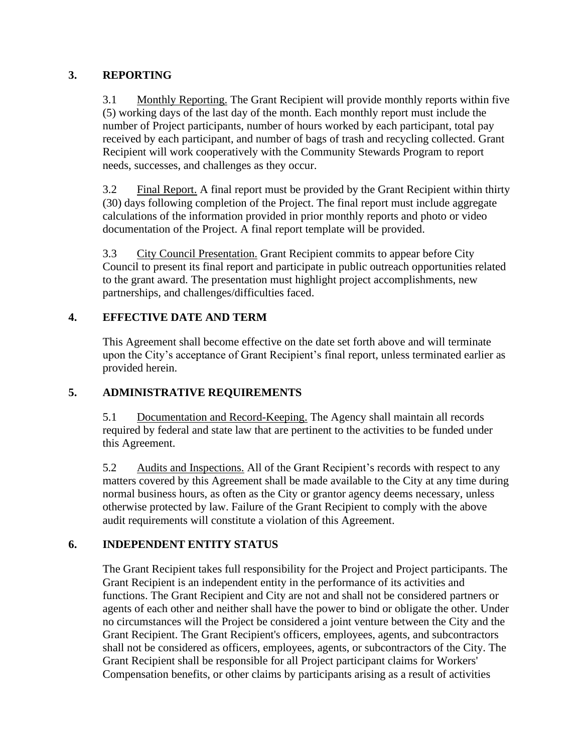## 3. REPORTING

3.1 Monthly Reporting. The Grant Recipient will provide monthly reports within five (5) working days of the last day of the month. Each monthly report must include the number of Project participants, number of hours worked by each participant, total pay received by each participant, and number of bags of trash and recycling collected. Grant Recipient will work cooperatively with the Community Stewards Program to report needs, successes, and challenges as they occur.

3.2 Final Report. A final report must be provided by the Grant Recipient within thirty (30) days following completion of the Project. The final report must include aggregate calculations of the information provided in prior monthly reports and photo or video documentation of the Project. A final report template will be provided.

3.3 City Council Presentation. Grant Recipient commits to appear before City Council to present its final report and participate in public outreach opportunities related to the grant award. The presentation must highlight project accomplishments, new partnerships, and challenges/difficulties faced.

## 4. EFFECTIVE DATE AND TERM

This Agreement shall become effective on the date set forth above and will terminate upon the City's acceptance of Grant Recipient's final report, unless terminated earlier as provided herein.

## 5. ADMINISTRATIVE REQUIREMENTS

5.1 Documentation and Record-Keeping. The Agency shall maintain all records required by federal and state law that are pertinent to the activities to be funded under this Agreement.

5.2 Audits and Inspections. All of the Grant Recipient's records with respect to any matters covered by this Agreement shall be made available to the City at any time during normal business hours, as often as the City or grantor agency deems necessary, unless otherwise protected by law. Failure of the Grant Recipient to comply with the above audit requirements will constitute a violation of this Agreement.

## 6. INDEPENDENT ENTITY STATUS

The Grant Recipient takes full responsibility for the Project and Project participants. The Grant Recipient is an independent entity in the performance of its activities and functions. The Grant Recipient and City are not and shall not be considered partners or agents of each other and neither shall have the power to bind or obligate the other. Under no circumstances will the Project be considered a joint venture between the City and the Grant Recipient. The Grant Recipient's officers, employees, agents, and subcontractors shall not be considered as officers, employees, agents, or subcontractors of the City. The Grant Recipient shall be responsible for all Project participant claims for Workers' Compensation benefits, or other claims by participants arising as a result of activities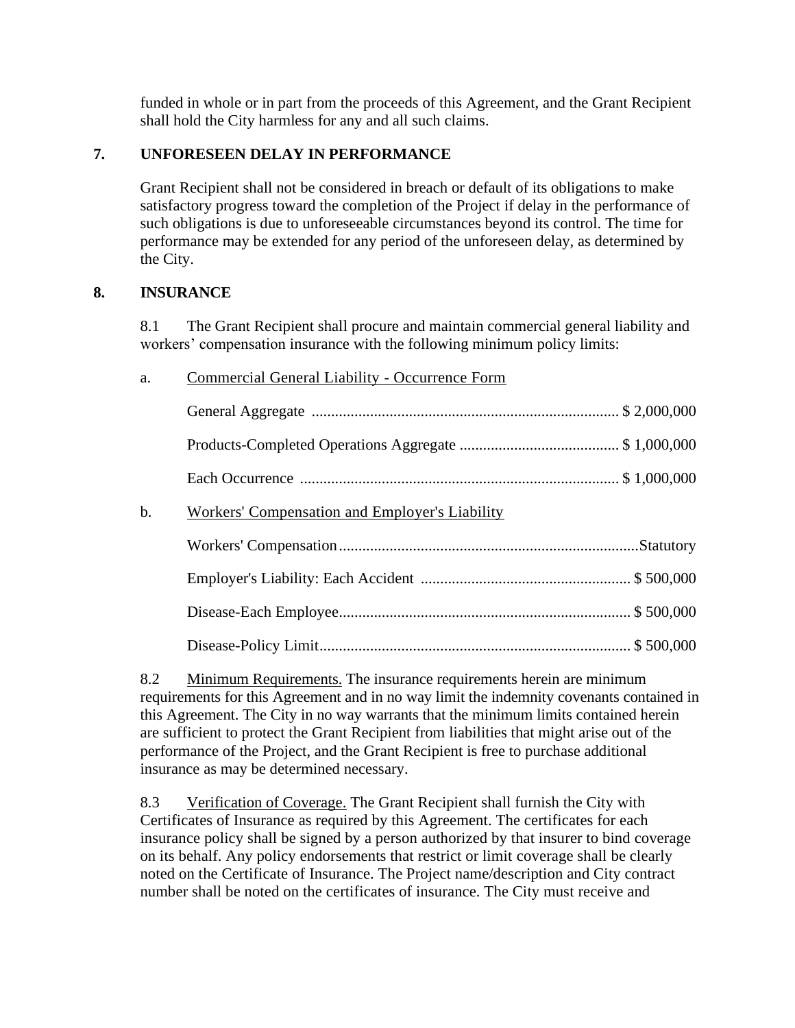funded in whole or in part from the proceeds of this Agreement, and the Grant Recipient shall hold the City harmless for any and all such claims.

## 7. UNFORESEEN DELAY IN PERFORMANCE

Grant Recipient shall not be considered in breach or default of its obligations to make satisfactory progress toward the completion of the Project if delay in the performance of such obligations is due to unforeseeable circumstances beyond its control. The time for performance may be extended for any period of the unforeseen delay, as determined by the City.

## 8. INSURANCE

8.1 The Grant Recipient shall procure and maintain commercial general liability and workers' compensation insurance with the following minimum policy limits:

a. Commercial General Liability - Occurrence Form

General Aggregate ............................................................................... $ 2,000,000

Products-Completed Operations Aggregate ......................................... $ 1,000,000

Each Occurrence .................................................................................. $ 1,000,000

b. Workers' Compensation and Employer's Liability

Workers' Compensation............................................................................Statutory

Employer's Liability: Each Accident ..................................................... $ 500,000

Disease-Each Employee.......................................................................... $ 500,000

Disease-Policy Limit............................................................................... $ 500,000

8.2 Minimum Requirements. The insurance requirements herein are minimum requirements for this Agreement and in no way limit the indemnity covenants contained in this Agreement. The City in no way warrants that the minimum limits contained herein are sufficient to protect the Grant Recipient from liabilities that might arise out of the performance of the Project, and the Grant Recipient is free to purchase additional insurance as may be determined necessary.

8.3 Verification of Coverage. The Grant Recipient shall furnish the City with Certificates of Insurance as required by this Agreement. The certificates for each insurance policy shall be signed by a person authorized by that insurer to bind coverage on its behalf. Any policy endorsements that restrict or limit coverage shall be clearly noted on the Certificate of Insurance. The Project name/description and City contract number shall be noted on the certificates of insurance. The City must receive and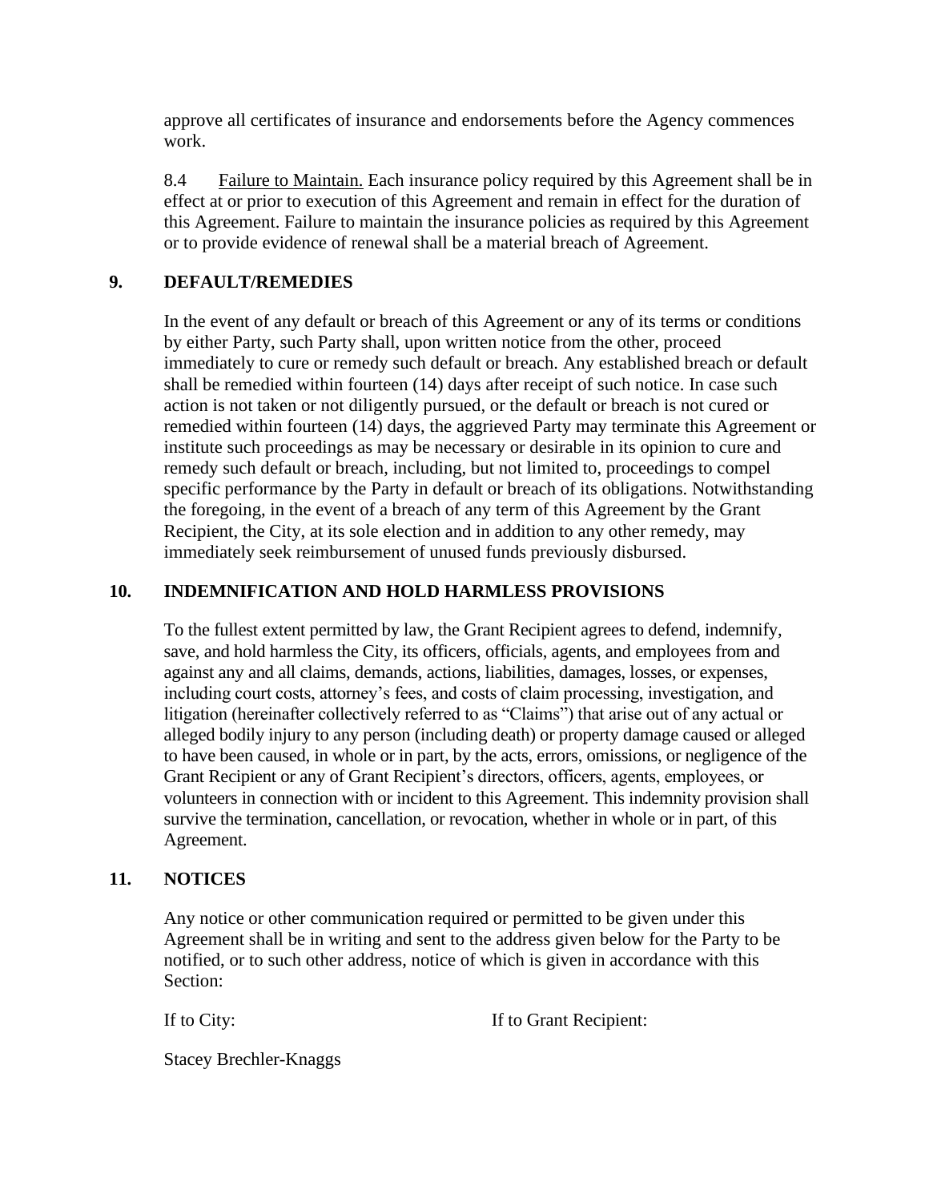approve all certificates of insurance and endorsements before the Agency commences work.

8.4 Failure to Maintain. Each insurance policy required by this Agreement shall be in effect at or prior to execution of this Agreement and remain in effect for the duration of this Agreement. Failure to maintain the insurance policies as required by this Agreement or to provide evidence of renewal shall be a material breach of Agreement.

## 9. DEFAULT/REMEDIES

In the event of any default or breach of this Agreement or any of its terms or conditions by either Party, such Party shall, upon written notice from the other, proceed immediately to cure or remedy such default or breach. Any established breach or default shall be remedied within fourteen (14) days after receipt of such notice. In case such action is not taken or not diligently pursued, or the default or breach is not cured or remedied within fourteen (14) days, the aggrieved Party may terminate this Agreement or institute such proceedings as may be necessary or desirable in its opinion to cure and remedy such default or breach, including, but not limited to, proceedings to compel specific performance by the Party in default or breach of its obligations. Notwithstanding the foregoing, in the event of a breach of any term of this Agreement by the Grant Recipient, the City, at its sole election and in addition to any other remedy, may immediately seek reimbursement of unused funds previously disbursed.

## 10. INDEMNIFICATION AND HOLD HARMLESS PROVISIONS

To the fullest extent permitted by law, the Grant Recipient agrees to defend, indemnify, save, and hold harmless the City, its officers, officials, agents, and employees from and against any and all claims, demands, actions, liabilities, damages, losses, or expenses, including court costs, attorney's fees, and costs of claim processing, investigation, and litigation (hereinafter collectively referred to as "Claims") that arise out of any actual or alleged bodily injury to any person (including death) or property damage caused or alleged to have been caused, in whole or in part, by the acts, errors, omissions, or negligence of the Grant Recipient or any of Grant Recipient's directors, officers, agents, employees, or volunteers in connection with or incident to this Agreement. This indemnity provision shall survive the termination, cancellation, or revocation, whether in whole or in part, of this Agreement.

## 11. NOTICES

Any notice or other communication required or permitted to be given under this Agreement shall be in writing and sent to the address given below for the Party to be notified, or to such other address, notice of which is given in accordance with this Section:

| If to City: | If to Grant Recipient: |
| --- | --- |
| Stacey Brechler-Knaggs | |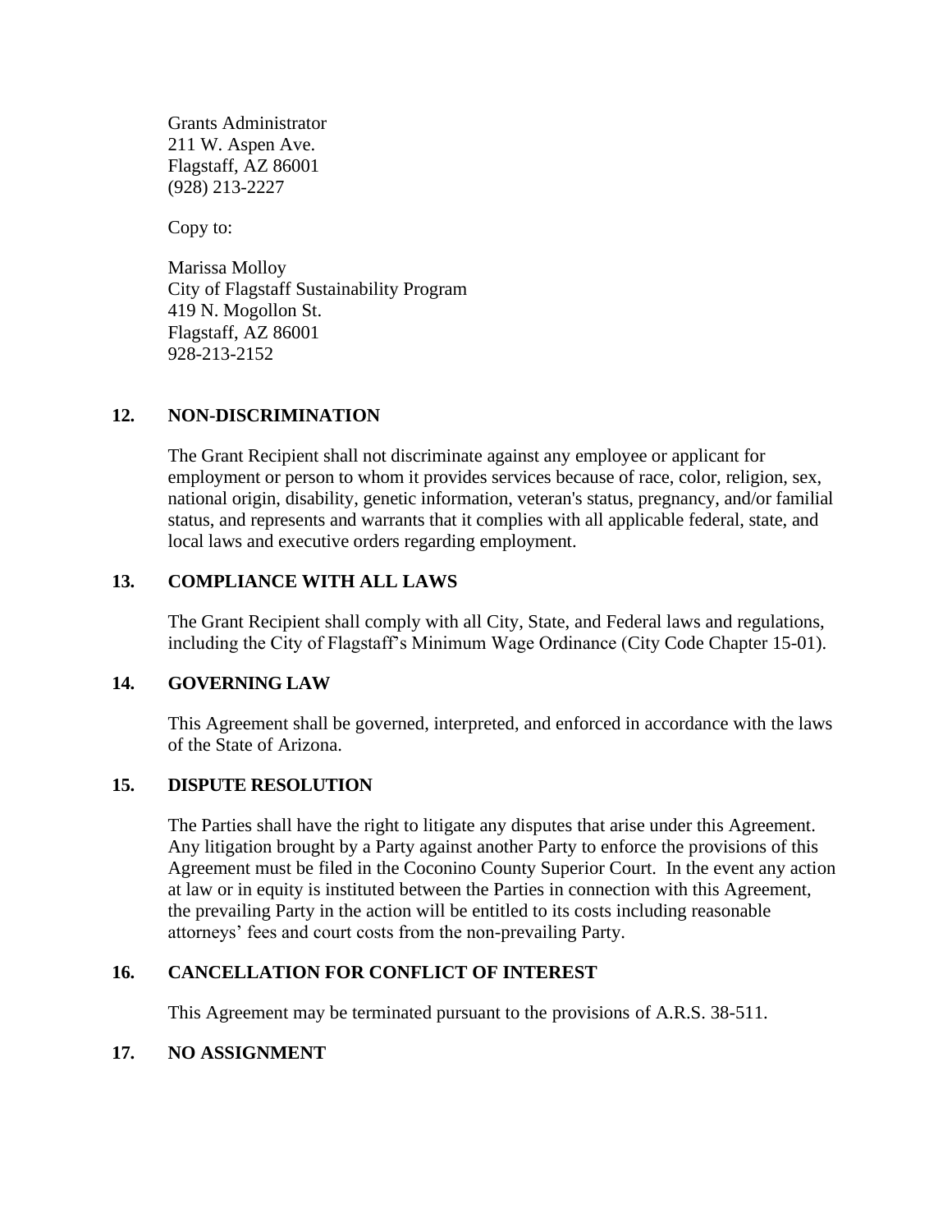Grants Administrator
211 W. Aspen Ave.
Flagstaff, AZ 86001
(928) 213-2227

Copy to:

Marissa Molloy
City of Flagstaff Sustainability Program
419 N. Mogollon St.
Flagstaff, AZ 86001
928-213-2152

**12. NON-DISCRIMINATION**

The Grant Recipient shall not discriminate against any employee or applicant for employment or person to whom it provides services because of race, color, religion, sex, national origin, disability, genetic information, veteran's status, pregnancy, and/or familial status, and represents and warrants that it complies with all applicable federal, state, and local laws and executive orders regarding employment.

**13. COMPLIANCE WITH ALL LAWS**

The Grant Recipient shall comply with all City, State, and Federal laws and regulations, including the City of Flagstaff's Minimum Wage Ordinance (City Code Chapter 15-01).

**14. GOVERNING LAW**

This Agreement shall be governed, interpreted, and enforced in accordance with the laws of the State of Arizona.

**15. DISPUTE RESOLUTION**

The Parties shall have the right to litigate any disputes that arise under this Agreement. Any litigation brought by a Party against another Party to enforce the provisions of this Agreement must be filed in the Coconino County Superior Court. In the event any action at law or in equity is instituted between the Parties in connection with this Agreement, the prevailing Party in the action will be entitled to its costs including reasonable attorneys' fees and court costs from the non-prevailing Party.

**16. CANCELLATION FOR CONFLICT OF INTEREST**

This Agreement may be terminated pursuant to the provisions of A.R.S. 38-511.

**17. NO ASSIGNMENT**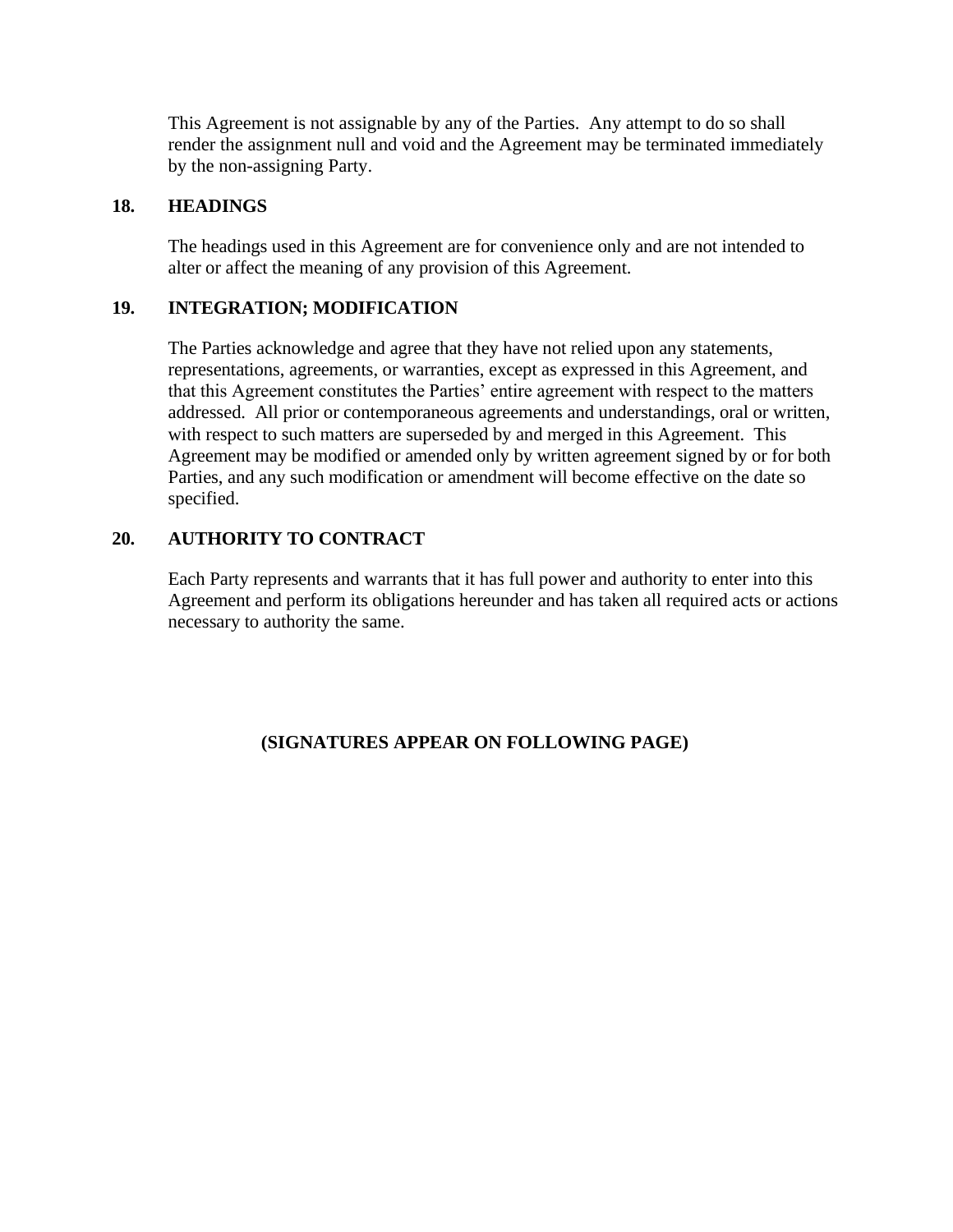This Agreement is not assignable by any of the Parties.  Any attempt to do so shall render the assignment null and void and the Agreement may be terminated immediately by the non-assigning Party.

**18. HEADINGS**

The headings used in this Agreement are for convenience only and are not intended to alter or affect the meaning of any provision of this Agreement.

**19. INTEGRATION; MODIFICATION**

The Parties acknowledge and agree that they have not relied upon any statements, representations, agreements, or warranties, except as expressed in this Agreement, and that this Agreement constitutes the Parties' entire agreement with respect to the matters addressed.  All prior or contemporaneous agreements and understandings, oral or written, with respect to such matters are superseded by and merged in this Agreement.  This Agreement may be modified or amended only by written agreement signed by or for both Parties, and any such modification or amendment will become effective on the date so specified.

**20. AUTHORITY TO CONTRACT**

Each Party represents and warrants that it has full power and authority to enter into this Agreement and perform its obligations hereunder and has taken all required acts or actions necessary to authority the same.

**(SIGNATURES APPEAR ON FOLLOWING PAGE)**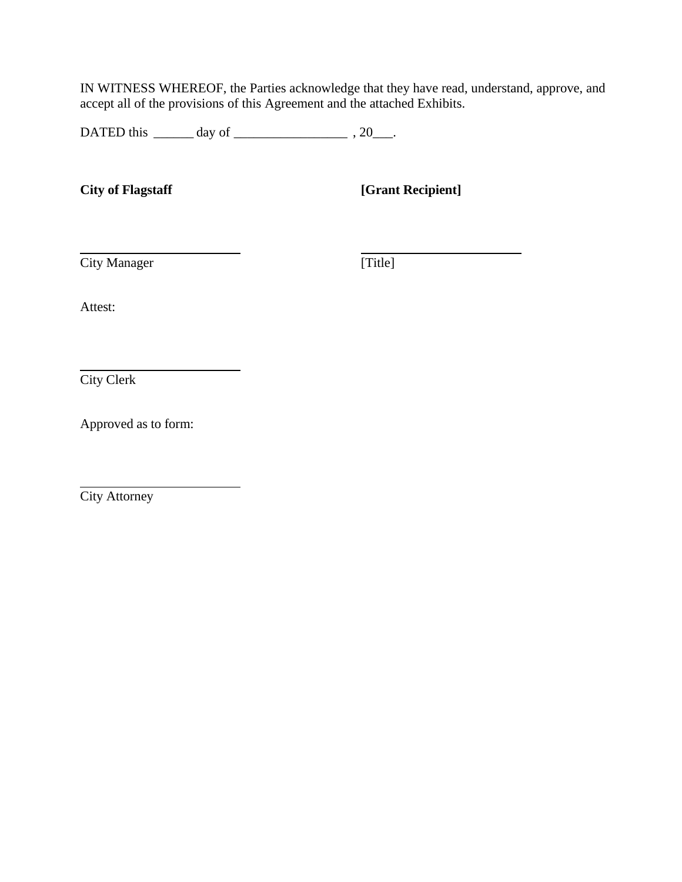IN WITNESS WHEREOF, the Parties acknowledge that they have read, understand, approve, and accept all of the provisions of this Agreement and the attached Exhibits.

DATED this ______ day of _________________ , 20___.

**City of Flagstaff**

\_\_\_\_\_\_\_\_\_\_\_\_\_\_\_\_\_\_\_\_\_\_\_\_\_
City Manager

**[Grant Recipient]**

\_\_\_\_\_\_\_\_\_\_\_\_\_\_\_\_\_\_\_\_\_\_\_\_\_
[Title]

Attest:

\_\_\_\_\_\_\_\_\_\_\_\_\_\_\_\_\_\_\_\_\_\_\_\_\_
City Clerk

Approved as to form:

\_\_\_\_\_\_\_\_\_\_\_\_\_\_\_\_\_\_\_\_\_\_\_\_\_
City Attorney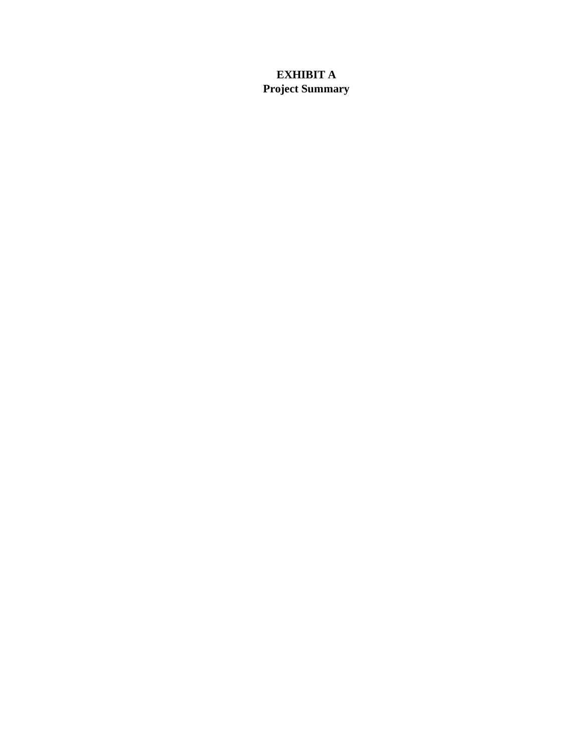# EXHIBIT A
## Project Summary